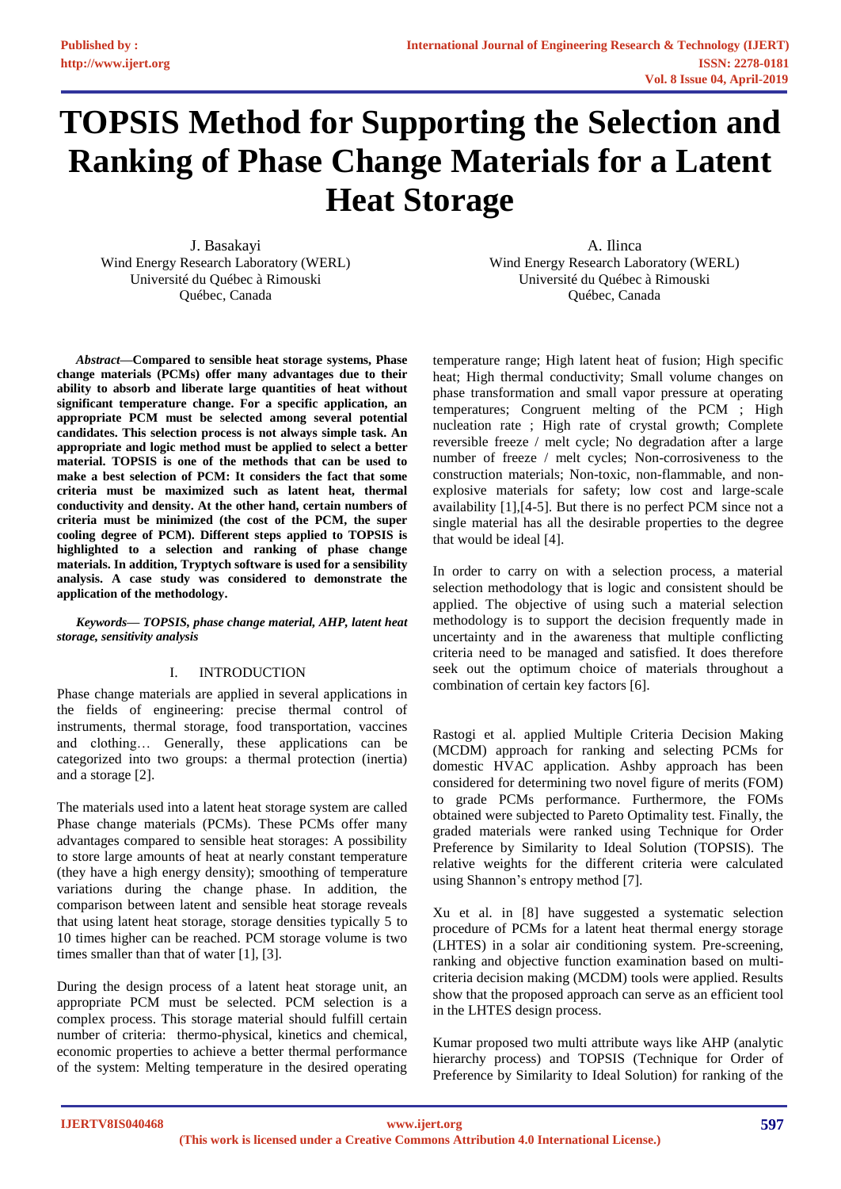# TOPSIS Method for Supporting the Selection and Ranking of Phase Change Materials for a Latent Heat Storage

J. Basakayi
Wind Energy Research Laboratory (WERL)
Université du Québec à Rimouski
Québec, Canada

A. Ilinca
Wind Energy Research Laboratory (WERL)
Université du Québec à Rimouski
Québec, Canada

***Abstract*—Compared to sensible heat storage systems, Phase change materials (PCMs) offer many advantages due to their ability to absorb and liberate large quantities of heat without significant temperature change. For a specific application, an appropriate PCM must be selected among several potential candidates. This selection process is not always simple task. An appropriate and logic method must be applied to select a better material. TOPSIS is one of the methods that can be used to make a best selection of PCM: It considers the fact that some criteria must be maximized such as latent heat, thermal conductivity and density. At the other hand, certain numbers of criteria must be minimized (the cost of the PCM, the super cooling degree of PCM). Different steps applied to TOPSIS is highlighted to a selection and ranking of phase change materials. In addition, Tryptych software is used for a sensibility analysis. A case study was considered to demonstrate the application of the methodology.**

***Keywords— TOPSIS, phase change material, AHP, latent heat storage, sensitivity analysis***

## I. INTRODUCTION

Phase change materials are applied in several applications in the fields of engineering: precise thermal control of instruments, thermal storage, food transportation, vaccines and clothing… Generally, these applications can be categorized into two groups: a thermal protection (inertia) and a storage [2].

The materials used into a latent heat storage system are called Phase change materials (PCMs). These PCMs offer many advantages compared to sensible heat storages: A possibility to store large amounts of heat at nearly constant temperature (they have a high energy density); smoothing of temperature variations during the change phase. In addition, the comparison between latent and sensible heat storage reveals that using latent heat storage, storage densities typically 5 to 10 times higher can be reached. PCM storage volume is two times smaller than that of water [1], [3].

During the design process of a latent heat storage unit, an appropriate PCM must be selected. PCM selection is a complex process. This storage material should fulfill certain number of criteria: thermo-physical, kinetics and chemical, economic properties to achieve a better thermal performance of the system: Melting temperature in the desired operating temperature range; High latent heat of fusion; High specific heat; High thermal conductivity; Small volume changes on phase transformation and small vapor pressure at operating temperatures; Congruent melting of the PCM ; High nucleation rate ; High rate of crystal growth; Complete reversible freeze / melt cycle; No degradation after a large number of freeze / melt cycles; Non-corrosiveness to the construction materials; Non-toxic, non-flammable, and non-explosive materials for safety; low cost and large-scale availability [1],[4-5]. But there is no perfect PCM since not a single material has all the desirable properties to the degree that would be ideal [4].

In order to carry on with a selection process, a material selection methodology that is logic and consistent should be applied. The objective of using such a material selection methodology is to support the decision frequently made in uncertainty and in the awareness that multiple conflicting criteria need to be managed and satisfied. It does therefore seek out the optimum choice of materials throughout a combination of certain key factors [6].

Rastogi et al. applied Multiple Criteria Decision Making (MCDM) approach for ranking and selecting PCMs for domestic HVAC application. Ashby approach has been considered for determining two novel figure of merits (FOM) to grade PCMs performance. Furthermore, the FOMs obtained were subjected to Pareto Optimality test. Finally, the graded materials were ranked using Technique for Order Preference by Similarity to Ideal Solution (TOPSIS). The relative weights for the different criteria were calculated using Shannon's entropy method [7].

Xu et al. in [8] have suggested a systematic selection procedure of PCMs for a latent heat thermal energy storage (LHTES) in a solar air conditioning system. Pre-screening, ranking and objective function examination based on multi-criteria decision making (MCDM) tools were applied. Results show that the proposed approach can serve as an efficient tool in the LHTES design process.

Kumar proposed two multi attribute ways like AHP (analytic hierarchy process) and TOPSIS (Technique for Order of Preference by Similarity to Ideal Solution) for ranking of the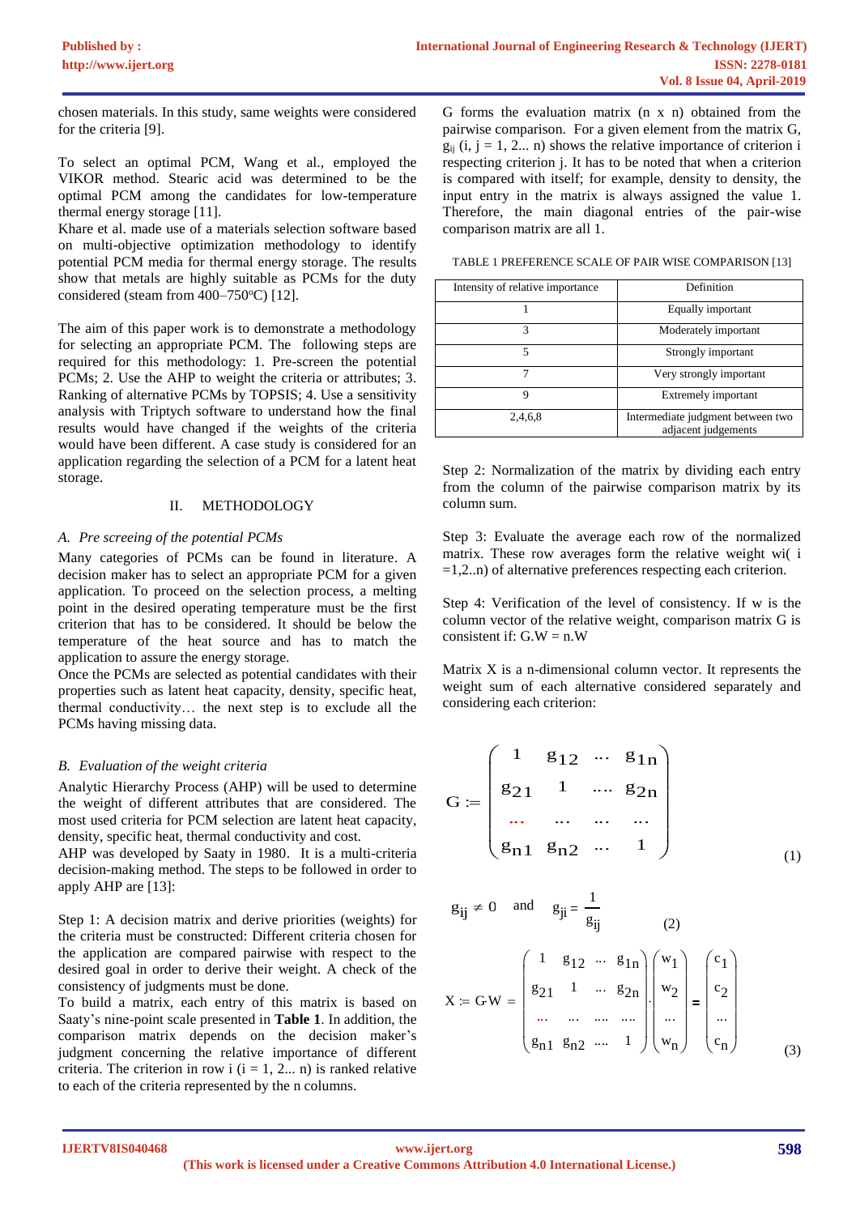chosen materials. In this study, same weights were considered for the criteria [9].

To select an optimal PCM, Wang et al., employed the VIKOR method. Stearic acid was determined to be the optimal PCM among the candidates for low-temperature thermal energy storage [11].

Khare et al. made use of a materials selection software based on multi-objective optimization methodology to identify potential PCM media for thermal energy storage. The results show that metals are highly suitable as PCMs for the duty considered (steam from 400–750°C) [12].

The aim of this paper work is to demonstrate a methodology for selecting an appropriate PCM. The following steps are required for this methodology: 1. Pre-screen the potential PCMs; 2. Use the AHP to weight the criteria or attributes; 3. Ranking of alternative PCMs by TOPSIS; 4. Use a sensitivity analysis with Triptych software to understand how the final results would have changed if the weights of the criteria would have been different. A case study is considered for an application regarding the selection of a PCM for a latent heat storage.

## II. METHODOLOGY

### *A. Pre screeing of the potential PCMs*

Many categories of PCMs can be found in literature. A decision maker has to select an appropriate PCM for a given application. To proceed on the selection process, a melting point in the desired operating temperature must be the first criterion that has to be considered. It should be below the temperature of the heat source and has to match the application to assure the energy storage.

Once the PCMs are selected as potential candidates with their properties such as latent heat capacity, density, specific heat, thermal conductivity… the next step is to exclude all the PCMs having missing data.

### *B. Evaluation of the weight criteria*

Analytic Hierarchy Process (AHP) will be used to determine the weight of different attributes that are considered. The most used criteria for PCM selection are latent heat capacity, density, specific heat, thermal conductivity and cost.

AHP was developed by Saaty in 1980. It is a multi-criteria decision-making method. The steps to be followed in order to apply AHP are [13]:

Step 1: A decision matrix and derive priorities (weights) for the criteria must be constructed: Different criteria chosen for the application are compared pairwise with respect to the desired goal in order to derive their weight. A check of the consistency of judgments must be done.

To build a matrix, each entry of this matrix is based on Saaty's nine-point scale presented in **Table 1**. In addition, the comparison matrix depends on the decision maker's judgment concerning the relative importance of different criteria. The criterion in row i (i = 1, 2... n) is ranked relative to each of the criteria represented by the n columns.

G forms the evaluation matrix (n x n) obtained from the pairwise comparison. For a given element from the matrix G, $g_{ij}$ (i, j = 1, 2... n) shows the relative importance of criterion i respecting criterion j. It has to be noted that when a criterion is compared with itself; for example, density to density, the input entry in the matrix is always assigned the value 1. Therefore, the main diagonal entries of the pair-wise comparison matrix are all 1.

TABLE 1 PREFERENCE SCALE OF PAIR WISE COMPARISON [13]

| Intensity of relative importance | Definition |
|---|---|
| 1 | Equally important |
| 3 | Moderately important |
| 5 | Strongly important |
| 7 | Very strongly important |
| 9 | Extremely important |
| 2,4,6,8 | Intermediate judgment between two adjacent judgements |

Step 2: Normalization of the matrix by dividing each entry from the column of the pairwise comparison matrix by its column sum.

Step 3: Evaluate the average each row of the normalized matrix. These row averages form the relative weight $w_i$ ( i =1,2..n) of alternative preferences respecting each criterion.

Step 4: Verification of the level of consistency. If w is the column vector of the relative weight, comparison matrix G is consistent if: G.W = n.W

Matrix X is a n-dimensional column vector. It represents the weight sum of each alternative considered separately and considering each criterion:

$$G := \begin{pmatrix} 1 & g_{12} & \cdots & g_{1n} \\ g_{21} & 1 & \cdots & g_{2n} \\ \cdots & \cdots & \cdots & \cdots \\ g_{n1} & g_{n2} & \cdots & 1 \end{pmatrix} \quad (1)$$

$$g_{ij} \neq 0 \quad \text{and} \quad g_{ji} = \frac{1}{g_{ij}} \quad (2)$$

$$X := G \cdot W = \begin{pmatrix} 1 & g_{12} & \cdots & g_{1n} \\ g_{21} & 1 & \cdots & g_{2n} \\ \cdots & \cdots & \cdots & \cdots \\ g_{n1} & g_{n2} & \cdots & 1 \end{pmatrix} \cdot \begin{pmatrix} w_1 \\ w_2 \\ \cdots \\ w_n \end{pmatrix} = \begin{pmatrix} c_1 \\ c_2 \\ \cdots \\ c_n \end{pmatrix} \quad (3)$$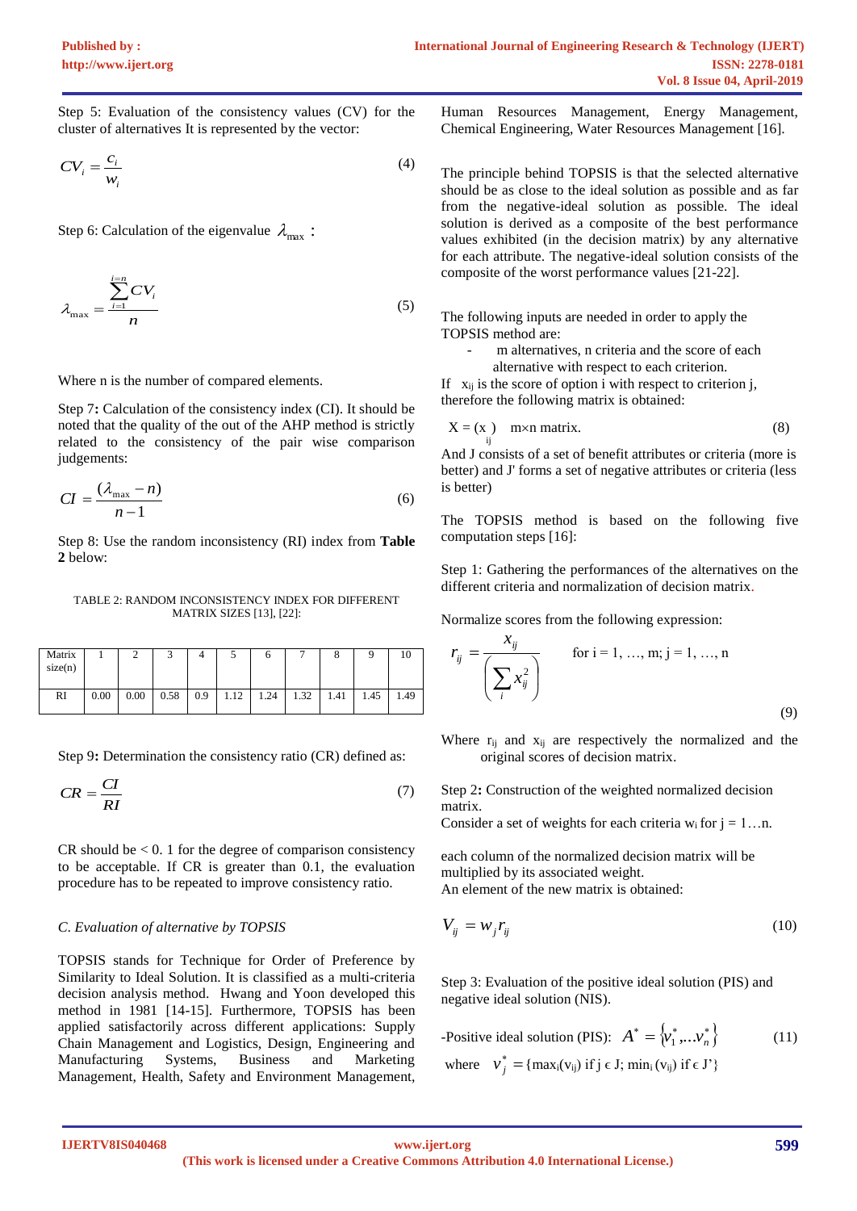Step 5: Evaluation of the consistency values (CV) for the cluster of alternatives It is represented by the vector:

$$CV_i = \frac{c_i}{w_i} \tag{4}$$

Step 6: Calculation of the eigenvalue $\lambda_{\max}$ :

$$\lambda_{\max} = \frac{\sum_{i=1}^{i=n} CV_i}{n} \tag{5}$$

Where n is the number of compared elements.

Step 7: Calculation of the consistency index (CI). It should be noted that the quality of the out of the AHP method is strictly related to the consistency of the pair wise comparison judgements:

$$CI = \frac{(\lambda_{\max} - n)}{n-1} \tag{6}$$

Step 8: Use the random inconsistency (RI) index from **Table 2** below:

TABLE 2: RANDOM INCONSISTENCY INDEX FOR DIFFERENT MATRIX SIZES [13], [22]:

| Matrix size(n) | 1 | 2 | 3 | 4 | 5 | 6 | 7 | 8 | 9 | 10 |
|---|---|---|---|---|---|---|---|---|---|---|
| RI | 0.00 | 0.00 | 0.58 | 0.9 | 1.12 | 1.24 | 1.32 | 1.41 | 1.45 | 1.49 |

Step 9**:** Determination the consistency ratio (CR) defined as:

$$CR = \frac{CI}{RI} \tag{7}$$

CR should be < 0. 1 for the degree of comparison consistency to be acceptable. If CR is greater than 0.1, the evaluation procedure has to be repeated to improve consistency ratio.

*C. Evaluation of alternative by TOPSIS*

TOPSIS stands for Technique for Order of Preference by Similarity to Ideal Solution. It is classified as a multi-criteria decision analysis method. Hwang and Yoon developed this method in 1981 [14-15]. Furthermore, TOPSIS has been applied satisfactorily across different applications: Supply Chain Management and Logistics, Design, Engineering and Manufacturing Systems, Business and Marketing Management, Health, Safety and Environment Management, Human Resources Management, Energy Management, Chemical Engineering, Water Resources Management [16].

The principle behind TOPSIS is that the selected alternative should be as close to the ideal solution as possible and as far from the negative-ideal solution as possible. The ideal solution is derived as a composite of the best performance values exhibited (in the decision matrix) by any alternative for each attribute. The negative-ideal solution consists of the composite of the worst performance values [21-22].

The following inputs are needed in order to apply the TOPSIS method are:

- m alternatives, n criteria and the score of each alternative with respect to each criterion.

If $x_{ij}$ is the score of option i with respect to criterion j, therefore the following matrix is obtained:

$$X = (x_{ij}) \quad m \times n \text{ matrix.} \tag{8}$$

And J consists of a set of benefit attributes or criteria (more is better) and J' forms a set of negative attributes or criteria (less is better)

The TOPSIS method is based on the following five computation steps [16]:

Step 1: Gathering the performances of the alternatives on the different criteria and normalization of decision matrix.

Normalize scores from the following expression:

$$r_{ij} = \frac{x_{ij}}{\left(\sum_i x_{ij}^2\right)} \qquad \text{for i = 1, …, m; j = 1, …, n} \tag{9}$$

Where $r_{ij}$ and $x_{ij}$ are respectively the normalized and the original scores of decision matrix.

Step 2**:** Construction of the weighted normalized decision matrix.
Consider a set of weights for each criteria $w_i$ for j = 1…n.

each column of the normalized decision matrix will be multiplied by its associated weight.
An element of the new matrix is obtained:

$$V_{ij} = w_j r_{ij} \tag{10}$$

Step 3: Evaluation of the positive ideal solution (PIS) and negative ideal solution (NIS).

-Positive ideal solution (PIS): $A^* = \{v_1^*, \ldots v_n^*\}$ (11)

where $v_j^* = \{\max_i(v_{ij}) \text{ if } j \in J; \min_i(v_{ij}) \text{ if } \in J'\}$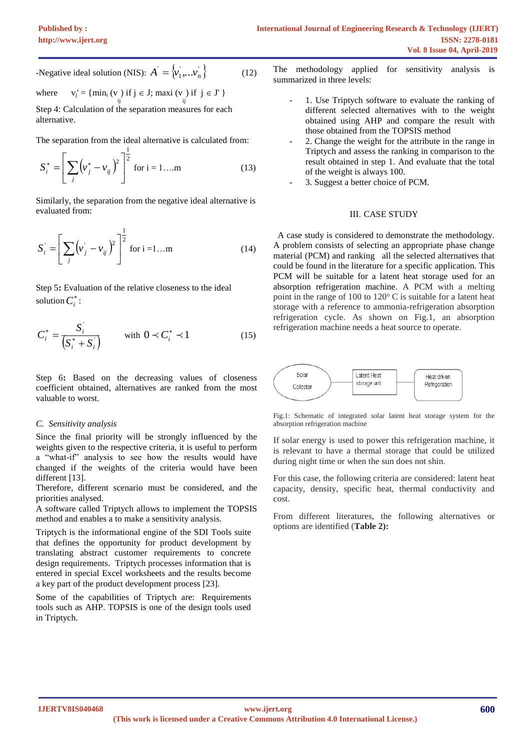-Negative ideal solution (NIS): $A' = \{v_1',..v_n'\}$ (12)

where $v_j' = \{\min_i (v_{ij})$ if $j \in J$; $\max_i (v_{ij})$ if $j \in J' \}$

Step 4: Calculation of the separation measures for each alternative.

The separation from the ideal alternative is calculated from:

$$S_i^* = \left[\sum_j \left(v_j^* - v_{ij}\right)^2\right]^{\frac{1}{2}} \text{ for i = 1….m} \quad (13)$$

Similarly, the separation from the negative ideal alternative is evaluated from:

$$S_i' = \left[\sum_j \left(v_j' - v_{ij}\right)^2\right]^{\frac{1}{2}} \text{ for i =1…m} \quad (14)$$

Step 5: Evaluation of the relative closeness to the ideal solution $C_i^*$ :

$$C_i^* = \frac{S_i'}{\left(S_i^* + S_i'\right)} \qquad \text{with } 0 \prec C_i^* \prec 1 \quad (15)$$

Step 6**:** Based on the decreasing values of closeness coefficient obtained, alternatives are ranked from the most valuable to worst.

### *C. Sensitivity analysis*

Since the final priority will be strongly influenced by the weights given to the respective criteria, it is useful to perform a "what-if" analysis to see how the results would have changed if the weights of the criteria would have been different [13].

Therefore, different scenario must be considered, and the priorities analysed.

A software called Triptych allows to implement the TOPSIS method and enables a to make a sensitivity analysis.

Triptych is the informational engine of the SDI Tools suite that defines the opportunity for product development by translating abstract customer requirements to concrete design requirements. Triptych processes information that is entered in special Excel worksheets and the results become a key part of the product development process [23].

Some of the capabilities of Triptych are: Requirements tools such as AHP. TOPSIS is one of the design tools used in Triptych.

The methodology applied for sensitivity analysis is summarized in three levels:

- 1. Use Triptych software to evaluate the ranking of different selected alternatives with to the weight obtained using AHP and compare the result with those obtained from the TOPSIS method
- 2. Change the weight for the attribute in the range in Triptych and assess the ranking in comparison to the result obtained in step 1. And evaluate that the total of the weight is always 100.
- 3. Suggest a better choice of PCM.

## III. CASE STUDY

A case study is considered to demonstrate the methodology. A problem consists of selecting an appropriate phase change material (PCM) and ranking all the selected alternatives that could be found in the literature for a specific application. This PCM will be suitable for a latent heat storage used for an absorption refrigeration machine. A PCM with a melting point in the range of 100 to 120° C is suitable for a latent heat storage with a reference to ammonia-refrigeration absorption refrigeration cycle. As shown on Fig.1, an absorption refrigeration machine needs a heat source to operate.

Solar Collector — Latent Heat storage unit — Heat driven Refrigeration

Fig.1: Schematic of integrated solar latent heat storage system for the absorption refrigeration machine

If solar energy is used to power this refrigeration machine, it is relevant to have a thermal storage that could be utilized during night time or when the sun does not shin.

For this case, the following criteria are considered: latent heat capacity, density, specific heat, thermal conductivity and cost.

From different literatures, the following alternatives or options are identified (**Table 2):**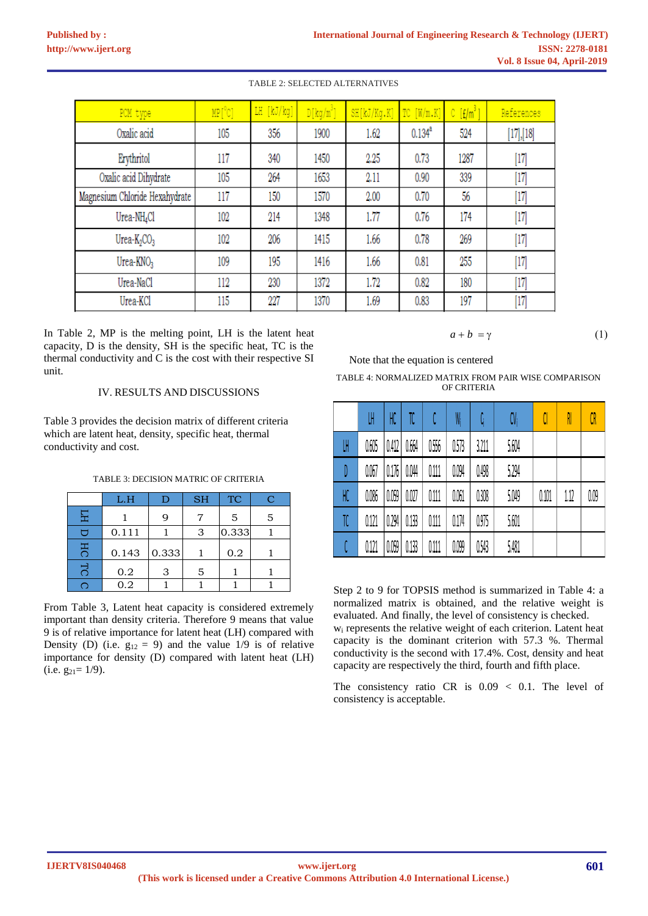TABLE 2: SELECTED ALTERNATIVES

| PCM type | MP[°C] | LH [kJ/kg] | D[kg/m³] | SH[kJ/Kg.K] | TC [W/m.K] | C [£/m³] | References |
|---|---|---|---|---|---|---|---|
| Oxalic acid | 105 | 356 | 1900 | 1.62 | 0.134[a] | 524 | [17],[18] |
| Erythritol | 117 | 340 | 1450 | 2.25 | 0.73 | 1287 | [17] |
| Oxalic acid Dihydrate | 105 | 264 | 1653 | 2.11 | 0.90 | 339 | [17] |
| Magnesium Chloride Hexahydrate | 117 | 150 | 1570 | 2.00 | 0.70 | 56 | [17] |
| Urea-$NH_4Cl$ | 102 | 214 | 1348 | 1.77 | 0.76 | 174 | [17] |
| Urea-$K_2CO_3$ | 102 | 206 | 1415 | 1.66 | 0.78 | 269 | [17] |
| Urea-$KNO_3$ | 109 | 195 | 1416 | 1.66 | 0.81 | 255 | [17] |
| Urea-NaCl | 112 | 230 | 1372 | 1.72 | 0.82 | 180 | [17] |
| Urea-KCl | 115 | 227 | 1370 | 1.69 | 0.83 | 197 | [17] |

In Table 2, MP is the melting point, LH is the latent heat capacity, D is the density, SH is the specific heat, TC is the thermal conductivity and C is the cost with their respective SI unit.

## IV. RESULTS AND DISCUSSIONS

Table 3 provides the decision matrix of different criteria which are latent heat, density, specific heat, thermal conductivity and cost.

TABLE 3: DECISION MATRIC OF CRITERIA

| | L.H | D | SH | TC | C |
|---|---|---|---|---|---|
| LH | 1 | 9 | 7 | 5 | 5 |
| D | 0.111 | 1 | 3 | 0.333 | 1 |
| HC | 0.143 | 0.333 | 1 | 0.2 | 1 |
| TC | 0.2 | 3 | 5 | 1 | 1 |
| C | 0.2 | 1 | 1 | 1 | 1 |

From Table 3, Latent heat capacity is considered extremely important than density criteria. Therefore 9 means that value 9 is of relative importance for latent heat (LH) compared with Density (D) (i.e. $g_{12}$ = 9) and the value 1/9 is of relative importance for density (D) compared with latent heat (LH) (i.e. $g_{21}$= 1/9).

$$a + b = \gamma \tag{1}$$

Note that the equation is centered

TABLE 4: NORMALIZED MATRIX FROM PAIR WISE COMPARISON OF CRITERIA

| | LH | HC | TC | C | $W_i$ | $C_i$ | $CV_i$ | CI | RI | CR |
|---|---|---|---|---|---|---|---|---|---|---|
| LH | 0.605 | 0.412 | 0.664 | 0.556 | 0.573 | 3.211 | 5.604 | | | |
| D | 0.067 | 0.176 | 0.044 | 0.111 | 0.094 | 0.498 | 5.294 | | | |
| HC | 0.086 | 0.059 | 0.027 | 0.111 | 0.061 | 0.308 | 5.049 | 0.101 | 1.12 | 0.09 |
| TC | 0.121 | 0.294 | 0.133 | 0.111 | 0.174 | 0.975 | 5.601 | | | |
| C | 0.121 | 0.059 | 0.133 | 0.111 | 0.099 | 0.543 | 5.481 | | | |

Step 2 to 9 for TOPSIS method is summarized in Table 4: a normalized matrix is obtained, and the relative weight is evaluated. And finally, the level of consistency is checked. $w_i$ represents the relative weight of each criterion. Latent heat capacity is the dominant criterion with 57.3 %. Thermal conductivity is the second with 17.4%. Cost, density and heat capacity are respectively the third, fourth and fifth place.

The consistency ratio CR is 0.09 < 0.1. The level of consistency is acceptable.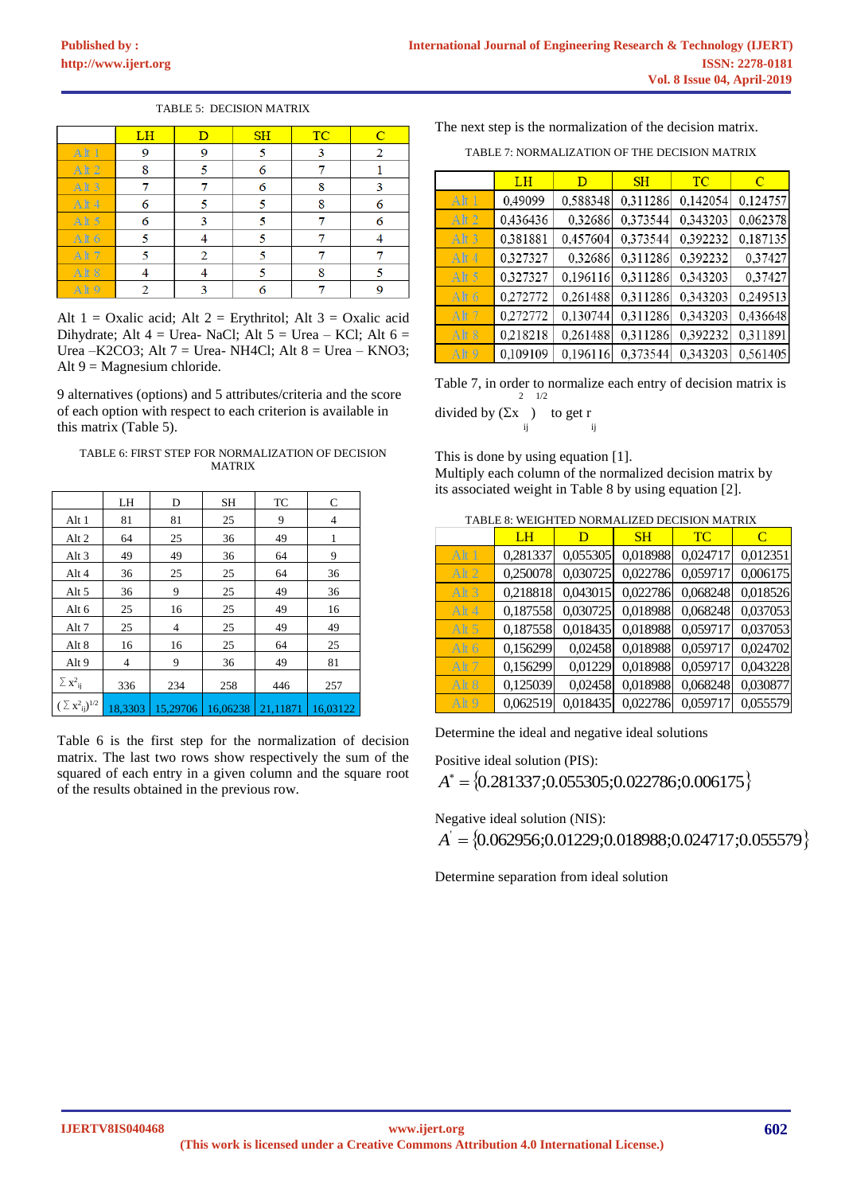TABLE 5: DECISION MATRIX

| | LH | D | SH | TC | C |
|---|---|---|---|---|---|
| Alt 1 | 9 | 9 | 5 | 3 | 2 |
| Alt 2 | 8 | 5 | 6 | 7 | 1 |
| Alt 3 | 7 | 7 | 6 | 8 | 3 |
| Alt 4 | 6 | 5 | 5 | 8 | 6 |
| Alt 5 | 6 | 3 | 5 | 7 | 6 |
| Alt 6 | 5 | 4 | 5 | 7 | 4 |
| Alt 7 | 5 | 2 | 5 | 7 | 7 |
| Alt 8 | 4 | 4 | 5 | 8 | 5 |
| Alt 9 | 2 | 3 | 6 | 7 | 9 |

Alt 1 = Oxalic acid; Alt 2 = Erythritol; Alt 3 = Oxalic acid Dihydrate; Alt 4 = Urea- NaCl; Alt 5 = Urea – KCl; Alt 6 = Urea –K2CO3; Alt 7 = Urea- NH4Cl; Alt 8 = Urea – KNO3; Alt 9 = Magnesium chloride.

9 alternatives (options) and 5 attributes/criteria and the score of each option with respect to each criterion is available in this matrix (Table 5).

TABLE 6: FIRST STEP FOR NORMALIZATION OF DECISION MATRIX

| | LH | D | SH | TC | C |
|---|---|---|---|---|---|
| Alt 1 | 81 | 81 | 25 | 9 | 4 |
| Alt 2 | 64 | 25 | 36 | 49 | 1 |
| Alt 3 | 49 | 49 | 36 | 64 | 9 |
| Alt 4 | 36 | 25 | 25 | 64 | 36 |
| Alt 5 | 36 | 9 | 25 | 49 | 36 |
| Alt 6 | 25 | 16 | 25 | 49 | 16 |
| Alt 7 | 25 | 4 | 25 | 49 | 49 |
| Alt 8 | 16 | 16 | 25 | 64 | 25 |
| Alt 9 | 4 | 9 | 36 | 49 | 81 |
| $\sum x^2_{ij}$ | 336 | 234 | 258 | 446 | 257 |
| $(\sum x^2_{ij})^{1/2}$ | 18,3303 | 15,29706 | 16,06238 | 21,11871 | 16,03122 |

Table 6 is the first step for the normalization of decision matrix. The last two rows show respectively the sum of the squared of each entry in a given column and the square root of the results obtained in the previous row.

The next step is the normalization of the decision matrix.

TABLE 7: NORMALIZATION OF THE DECISION MATRIX

| | LH | D | SH | TC | C |
|---|---|---|---|---|---|
| Alt 1 | 0,49099 | 0,588348 | 0,311286 | 0,142054 | 0,124757 |
| Alt 2 | 0,436436 | 0,32686 | 0,373544 | 0,343203 | 0,062378 |
| Alt 3 | 0,381881 | 0,457604 | 0,373544 | 0,392232 | 0,187135 |
| Alt 4 | 0,327327 | 0,32686 | 0,311286 | 0,392232 | 0,37427 |
| Alt 5 | 0,327327 | 0,196116 | 0,311286 | 0,343203 | 0,37427 |
| Alt 6 | 0,272772 | 0,261488 | 0,311286 | 0,343203 | 0,249513 |
| Alt 7 | 0,272772 | 0,130744 | 0,311286 | 0,343203 | 0,436648 |
| Alt 8 | 0,218218 | 0,261488 | 0,311286 | 0,392232 | 0,311891 |
| Alt 9 | 0,109109 | 0,196116 | 0,373544 | 0,343203 | 0,561405 |

Table 7, in order to normalize each entry of decision matrix is divided by $(\Sigma x^2_{ij})^{1/2}$ to get $r_{ij}$

This is done by using equation [1].
Multiply each column of the normalized decision matrix by its associated weight in Table 8 by using equation [2].

TABLE 8: WEIGHTED NORMALIZED DECISION MATRIX

| | LH | D | SH | TC | C |
|---|---|---|---|---|---|
| Alt 1 | 0,281337 | 0,055305 | 0,018988 | 0,024717 | 0,012351 |
| Alt 2 | 0,250078 | 0,030725 | 0,022786 | 0,059717 | 0,006175 |
| Alt 3 | 0,218818 | 0,043015 | 0,022786 | 0,068248 | 0,018526 |
| Alt 4 | 0,187558 | 0,030725 | 0,018988 | 0,068248 | 0,037053 |
| Alt 5 | 0,187558 | 0,018435 | 0,018988 | 0,059717 | 0,037053 |
| Alt 6 | 0,156299 | 0,02458 | 0,018988 | 0,059717 | 0,024702 |
| Alt 7 | 0,156299 | 0,01229 | 0,018988 | 0,059717 | 0,043228 |
| Alt 8 | 0,125039 | 0,02458 | 0,018988 | 0,068248 | 0,030877 |
| Alt 9 | 0,062519 | 0,018435 | 0,022786 | 0,059717 | 0,055579 |

Determine the ideal and negative ideal solutions

Positive ideal solution (PIS):

$$A^* = \{0.281337;0.055305;0.022786;0.006175\}$$

Negative ideal solution (NIS):

$$A' = \{0.062956;0.01229;0.018988;0.024717;0.055579\}$$

Determine separation from ideal solution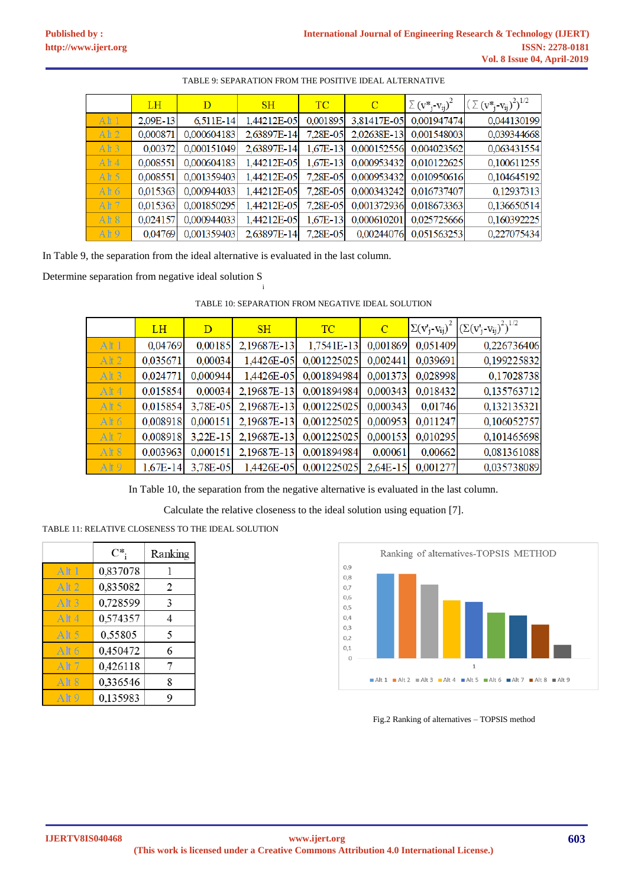TABLE 9: SEPARATION FROM THE POSITIVE IDEAL ALTERNATIVE

| | LH | D | SH | TC | C | $\Sigma (v^*_j - v_{ij})^2$ | $(\Sigma (v^*_j - v_{ij})^2)^{1/2}$ |
|---|---|---|---|---|---|---|---|
| Alt 1 | 2,09E-13 | 6,511E-14 | 1,44212E-05 | 0,001895 | 3,81417E-05 | 0,001947474 | 0,044130199 |
| Alt 2 | 0,000871 | 0,000604183 | 2,63897E-14 | 7,28E-05 | 2,02638E-13 | 0,001548003 | 0,039344668 |
| Alt 3 | 0,00372 | 0,000151049 | 2,63897E-14 | 1,67E-13 | 0,000152556 | 0,004023562 | 0,063431554 |
| Alt 4 | 0,008551 | 0,000604183 | 1,44212E-05 | 1,67E-13 | 0,000953432 | 0,010122625 | 0,100611255 |
| Alt 5 | 0,008551 | 0,001359403 | 1,44212E-05 | 7,28E-05 | 0,000953432 | 0,010950616 | 0,104645192 |
| Alt 6 | 0,015363 | 0,000944033 | 1,44212E-05 | 7,28E-05 | 0,000343242 | 0,016737407 | 0,12937313 |
| Alt 7 | 0,015363 | 0,001850295 | 1,44212E-05 | 7,28E-05 | 0,001372936 | 0,018673363 | 0,136650514 |
| Alt 8 | 0,024157 | 0,000944033 | 1,44212E-05 | 1,67E-13 | 0,000610201 | 0,025725666 | 0,160392225 |
| Alt 9 | 0,04769 | 0,001359403 | 2,63897E-14 | 7,28E-05 | 0,00244076 | 0,051563253 | 0,227075434 |

In Table 9, the separation from the ideal alternative is evaluated in the last column.

Determine separation from negative ideal solution $S_i$

TABLE 10: SEPARATION FROM NEGATIVE IDEAL SOLUTION

| | LH | D | SH | TC | C | $\Sigma(v'_j - v_{ij})^2$ | $(\Sigma(v'_j - v_{ij})^2)^{1/2}$ |
|---|---|---|---|---|---|---|---|
| Alt 1 | 0,04769 | 0,00185 | 2,19687E-13 | 1,7541E-13 | 0,001869 | 0,051409 | 0,226736406 |
| Alt 2 | 0,035671 | 0,00034 | 1,4426E-05 | 0,001225025 | 0,002441 | 0,039691 | 0,199225832 |
| Alt 3 | 0,024771 | 0,000944 | 1,4426E-05 | 0,001894984 | 0,001373 | 0,028998 | 0,17028738 |
| Alt 4 | 0,015854 | 0,00034 | 2,19687E-13 | 0,001894984 | 0,000343 | 0,018432 | 0,135763712 |
| Alt 5 | 0,015854 | 3,78E-05 | 2,19687E-13 | 0,001225025 | 0,000343 | 0,01746 | 0,132135321 |
| Alt 6 | 0,008918 | 0,000151 | 2,19687E-13 | 0,001225025 | 0,000953 | 0,011247 | 0,106052757 |
| Alt 7 | 0,008918 | 3,22E-15 | 2,19687E-13 | 0,001225025 | 0,000153 | 0,010295 | 0,101465698 |
| Alt 8 | 0,003963 | 0,000151 | 2,19687E-13 | 0,001894984 | 0,00061 | 0,00662 | 0,081361088 |
| Alt 9 | 1,67E-14 | 3,78E-05 | 1,4426E-05 | 0,001225025 | 2,64E-15 | 0,001277 | 0,035738089 |

In Table 10, the separation from the negative alternative is evaluated in the last column.

Calculate the relative closeness to the ideal solution using equation [7].

TABLE 11: RELATIVE CLOSENESS TO THE IDEAL SOLUTION

| | $C^*_i$ | Ranking |
|---|---|---|
| Alt 1 | 0,837078 | 1 |
| Alt 2 | 0,835082 | 2 |
| Alt 3 | 0,728599 | 3 |
| Alt 4 | 0,574357 | 4 |
| Alt 5 | 0,55805 | 5 |
| Alt 6 | 0,450472 | 6 |
| Alt 7 | 0,426118 | 7 |
| Alt 8 | 0,336546 | 8 |
| Alt 9 | 0,135983 | 9 |

Fig.2 Ranking of alternatives – TOPSIS method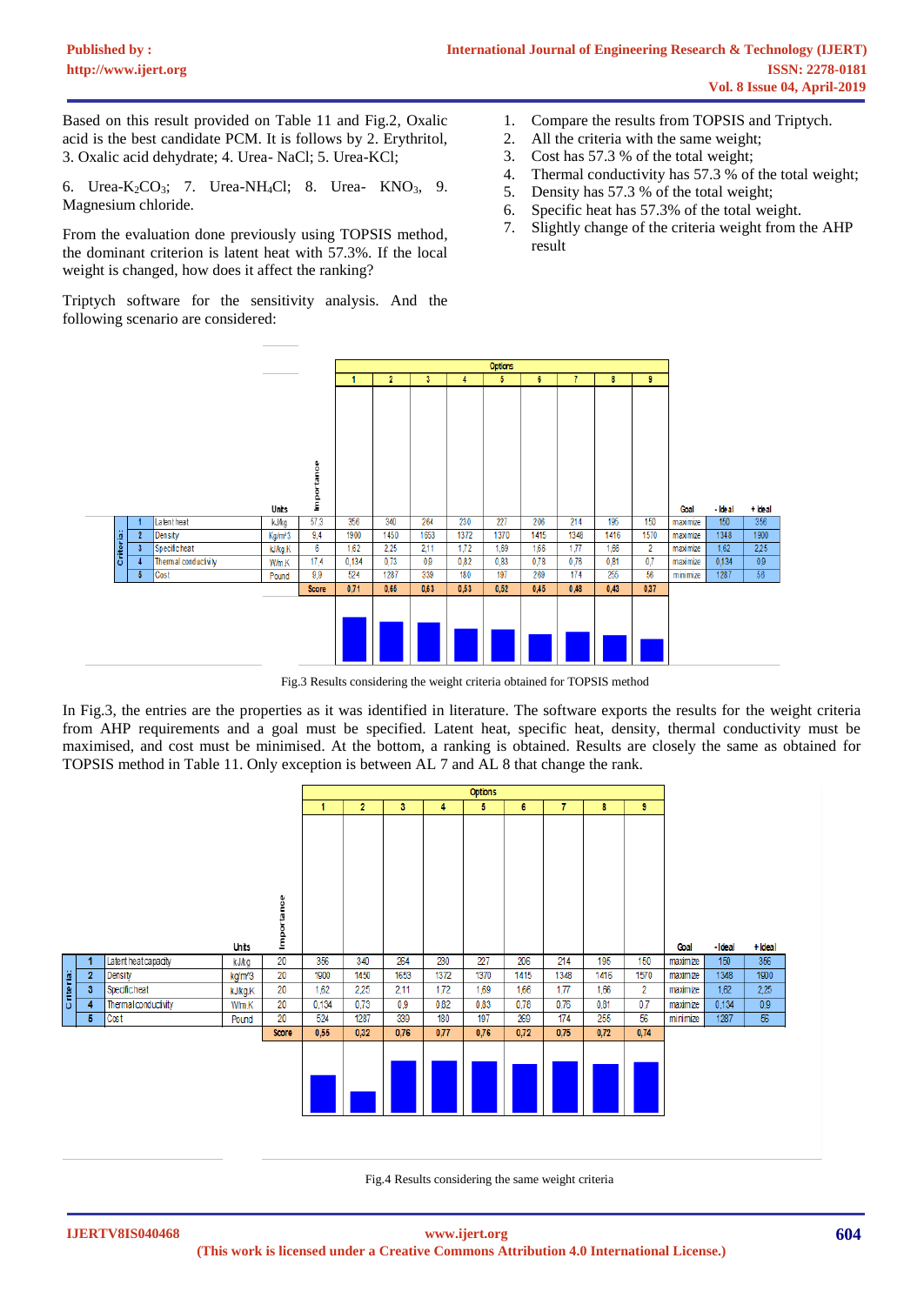Based on this result provided on Table 11 and Fig.2, Oxalic acid is the best candidate PCM. It is follows by 2. Erythritol, 3. Oxalic acid dehydrate; 4. Urea- NaCl; 5. Urea-KCl;

6. Urea-$K_2CO_3$; 7. Urea-$NH_4Cl$; 8. Urea- $KNO_3$, 9. Magnesium chloride.

From the evaluation done previously using TOPSIS method, the dominant criterion is latent heat with 57.3%. If the local weight is changed, how does it affect the ranking?

Triptych software for the sensitivity analysis. And the following scenario are considered:

1. Compare the results from TOPSIS and Triptych.
2. All the criteria with the same weight;
3. Cost has 57.3 % of the total weight;
4. Thermal conductivity has 57.3 % of the total weight;
5. Density has 57.3 % of the total weight;
6. Specific heat has 57.3% of the total weight.
7. Slightly change of the criteria weight from the AHP result

| Criteria | | Units | Importance | 1 | 2 | 3 | 4 | 5 | 6 | 7 | 8 | 9 | Goal | - Ideal | + Ideal |
|---|---|---|---|---|---|---|---|---|---|---|---|---|---|---|---|
| 1 | Latent heat | kJ/kg | 57.3 | 356 | 340 | 264 | 230 | 227 | 206 | 214 | 195 | 150 | maximize | 150 | 356 |
| 2 | Density | Kg/m^3 | 9.4 | 1900 | 1450 | 1653 | 1372 | 1370 | 1415 | 1348 | 1416 | 1570 | maximize | 1348 | 1900 |
| 3 | Specific heat | kJ/kg.K | 6 | 1,62 | 2,25 | 2,11 | 1,72 | 1,69 | 1,66 | 1,77 | 1,66 | 2 | maximize | 1,62 | 2,25 |
| 4 | Thermal conductivity | W/m.K | 17.4 | 0,134 | 0,73 | 0,9 | 0,82 | 0,83 | 0,78 | 0,76 | 0,81 | 0,7 | maximize | 0,134 | 0,9 |
| 5 | Cost | Pound | 9.9 | 524 | 1287 | 339 | 180 | 197 | 269 | 174 | 255 | 56 | minimize | 1287 | 56 |
| | | | Score | 0,71 | 0,65 | 0,63 | 0,53 | 0,52 | 0,45 | 0,48 | 0,43 | 0,37 | | | |

Fig.3 Results considering the weight criteria obtained for TOPSIS method

In Fig.3, the entries are the properties as it was identified in literature. The software exports the results for the weight criteria from AHP requirements and a goal must be specified. Latent heat, specific heat, density, thermal conductivity must be maximised, and cost must be minimised. At the bottom, a ranking is obtained. Results are closely the same as obtained for TOPSIS method in Table 11. Only exception is between AL 7 and AL 8 that change the rank.

| Criteria | | Units | Importance | 1 | 2 | 3 | 4 | 5 | 6 | 7 | 8 | 9 | Goal | - Ideal | + Ideal |
|---|---|---|---|---|---|---|---|---|---|---|---|---|---|---|---|
| 1 | Latent heat capacity | kJ/kg | 20 | 356 | 340 | 264 | 230 | 227 | 206 | 214 | 195 | 150 | maximize | 150 | 356 |
| 2 | Density | kg/m^3 | 20 | 1900 | 1450 | 1653 | 1372 | 1370 | 1415 | 1348 | 1416 | 1570 | maximize | 1348 | 1900 |
| 3 | Specific heat | kJ/kg.K | 20 | 1,62 | 2,25 | 2,11 | 1,72 | 1,69 | 1,66 | 1,77 | 1,66 | 2 | maximize | 1,62 | 2,25 |
| 4 | Thermal conductivity | W/m.K | 20 | 0,134 | 0,73 | 0,9 | 0,82 | 0,83 | 0,78 | 0,76 | 0,81 | 0,7 | maximize | 0,134 | 0,9 |
| 5 | Cost | Pound | 20 | 524 | 1287 | 339 | 180 | 197 | 269 | 174 | 255 | 56 | minimize | 1287 | 56 |
| | | | Score | 0,55 | 0,32 | 0,76 | 0,77 | 0,76 | 0,72 | 0,75 | 0,72 | 0,74 | | | |

Fig.4 Results considering the same weight criteria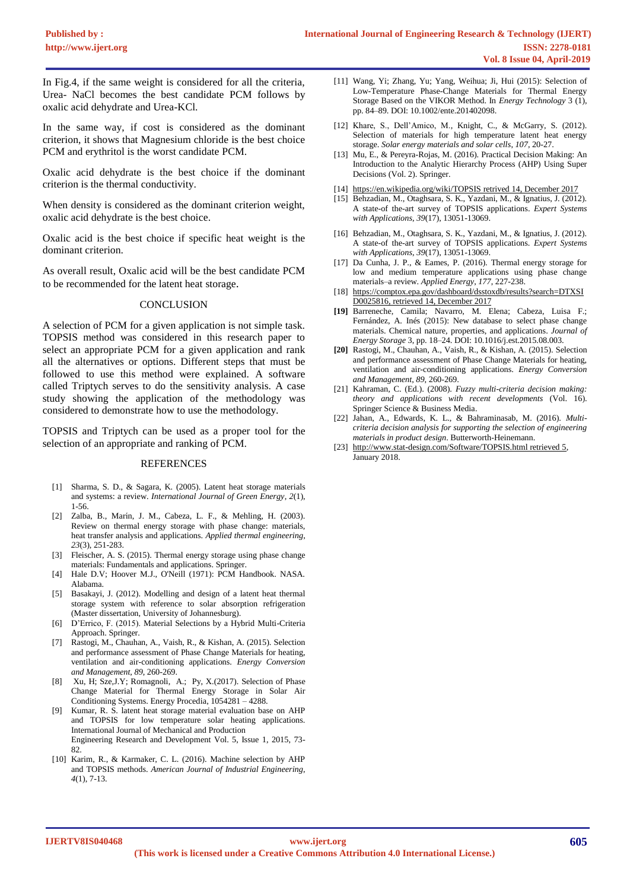In Fig.4, if the same weight is considered for all the criteria, Urea- NaCl becomes the best candidate PCM follows by oxalic acid dehydrate and Urea-KCl.

In the same way, if cost is considered as the dominant criterion, it shows that Magnesium chloride is the best choice PCM and erythritol is the worst candidate PCM.

Oxalic acid dehydrate is the best choice if the dominant criterion is the thermal conductivity.

When density is considered as the dominant criterion weight, oxalic acid dehydrate is the best choice.

Oxalic acid is the best choice if specific heat weight is the dominant criterion.

As overall result, Oxalic acid will be the best candidate PCM to be recommended for the latent heat storage.

## CONCLUSION

A selection of PCM for a given application is not simple task. TOPSIS method was considered in this research paper to select an appropriate PCM for a given application and rank all the alternatives or options. Different steps that must be followed to use this method were explained. A software called Triptych serves to do the sensitivity analysis. A case study showing the application of the methodology was considered to demonstrate how to use the methodology.

TOPSIS and Triptych can be used as a proper tool for the selection of an appropriate and ranking of PCM.

## REFERENCES

[1] Sharma, S. D., & Sagara, K. (2005). Latent heat storage materials and systems: a review. *International Journal of Green Energy*, *2*(1), 1-56.

[2] Zalba, B., Marín, J. M., Cabeza, L. F., & Mehling, H. (2003). Review on thermal energy storage with phase change: materials, heat transfer analysis and applications. *Applied thermal engineering*, *23*(3), 251-283.

[3] Fleischer, A. S. (2015). Thermal energy storage using phase change materials: Fundamentals and applications. Springer.

[4] Hale D.V; Hoover M.J., O'Neill (1971): PCM Handbook. NASA. Alabama.

[5] Basakayi, J. (2012). Modelling and design of a latent heat thermal storage system with reference to solar absorption refrigeration (Master dissertation, University of Johannesburg).

[6] D'Errico, F. (2015). Material Selections by a Hybrid Multi-Criteria Approach. Springer.

[7] Rastogi, M., Chauhan, A., Vaish, R., & Kishan, A. (2015). Selection and performance assessment of Phase Change Materials for heating, ventilation and air-conditioning applications. *Energy Conversion and Management*, *89*, 260-269.

[8] Xu, H; Sze,J.Y; Romagnoli, A.; Py, X.(2017). Selection of Phase Change Material for Thermal Energy Storage in Solar Air Conditioning Systems. Energy Procedia, 1054281 – 4288.

[9] Kumar, R. S. latent heat storage material evaluation base on AHP and TOPSIS for low temperature solar heating applications. International Journal of Mechanical and Production Engineering Research and Development Vol. 5, Issue 1, 2015, 73-82.

[10] Karim, R., & Karmaker, C. L. (2016). Machine selection by AHP and TOPSIS methods. *American Journal of Industrial Engineering*, *4*(1), 7-13.

[11] Wang, Yi; Zhang, Yu; Yang, Weihua; Ji, Hui (2015): Selection of Low-Temperature Phase-Change Materials for Thermal Energy Storage Based on the VIKOR Method. In *Energy Technology* 3 (1), pp. 84–89. DOI: 10.1002/ente.201402098.

[12] Khare, S., Dell'Amico, M., Knight, C., & McGarry, S. (2012). Selection of materials for high temperature latent heat energy storage. *Solar energy materials and solar cells*, *107*, 20-27.

[13] Mu, E., & Pereyra-Rojas, M. (2016). Practical Decision Making: An Introduction to the Analytic Hierarchy Process (AHP) Using Super Decisions (Vol. 2). Springer.

[14] https://en.wikipedia.org/wiki/TOPSIS retrived 14, December 2017

[15] Behzadian, M., Otaghsara, S. K., Yazdani, M., & Ignatius, J. (2012). A state-of the-art survey of TOPSIS applications. *Expert Systems with Applications*, *39*(17), 13051-13069.

[16] Behzadian, M., Otaghsara, S. K., Yazdani, M., & Ignatius, J. (2012). A state-of the-art survey of TOPSIS applications. *Expert Systems with Applications*, *39*(17), 13051-13069.

[17] Da Cunha, J. P., & Eames, P. (2016). Thermal energy storage for low and medium temperature applications using phase change materials–a review. *Applied Energy*, *177*, 227-238.

[18] https://comptox.epa.gov/dashboard/dsstoxdb/results?search=DTXSID0025816, retrieved 14, December 2017

**[19]** Barreneche, Camila; Navarro, M. Elena; Cabeza, Luisa F.; Fernández, A. Inés (2015): New database to select phase change materials. Chemical nature, properties, and applications. *Journal of Energy Storage* 3, pp. 18–24. DOI: 10.1016/j.est.2015.08.003.

**[20]** Rastogi, M., Chauhan, A., Vaish, R., & Kishan, A. (2015). Selection and performance assessment of Phase Change Materials for heating, ventilation and air-conditioning applications. *Energy Conversion and Management*, *89*, 260-269.

[21] Kahraman, C. (Ed.). (2008). *Fuzzy multi-criteria decision making: theory and applications with recent developments* (Vol. 16). Springer Science & Business Media.

[22] Jahan, A., Edwards, K. L., & Bahraminasab, M. (2016). *Multi-criteria decision analysis for supporting the selection of engineering materials in product design*. Butterworth-Heinemann.

[23] http://www.stat-design.com/Software/TOPSIS.html retrieved 5, January 2018.